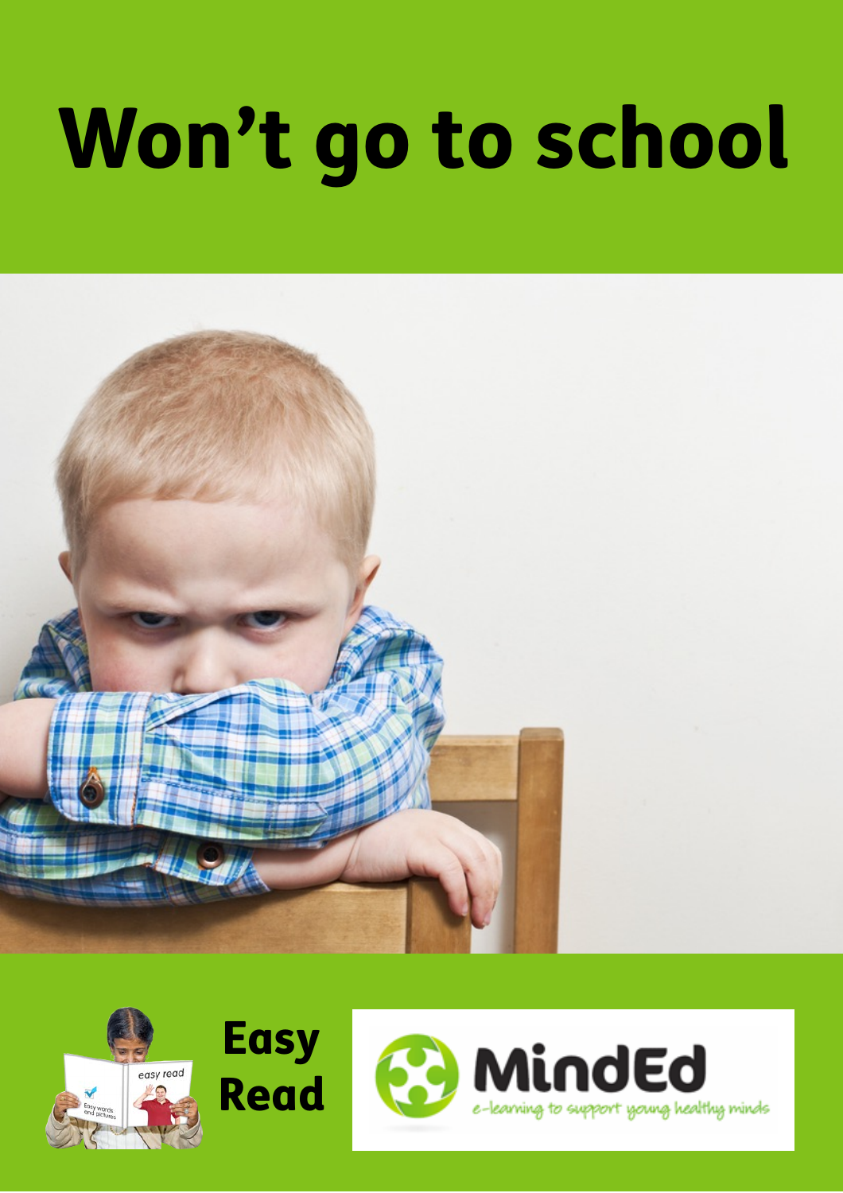# Won't go to school

Easy Read

MindEd

e-learning to support young healthy minds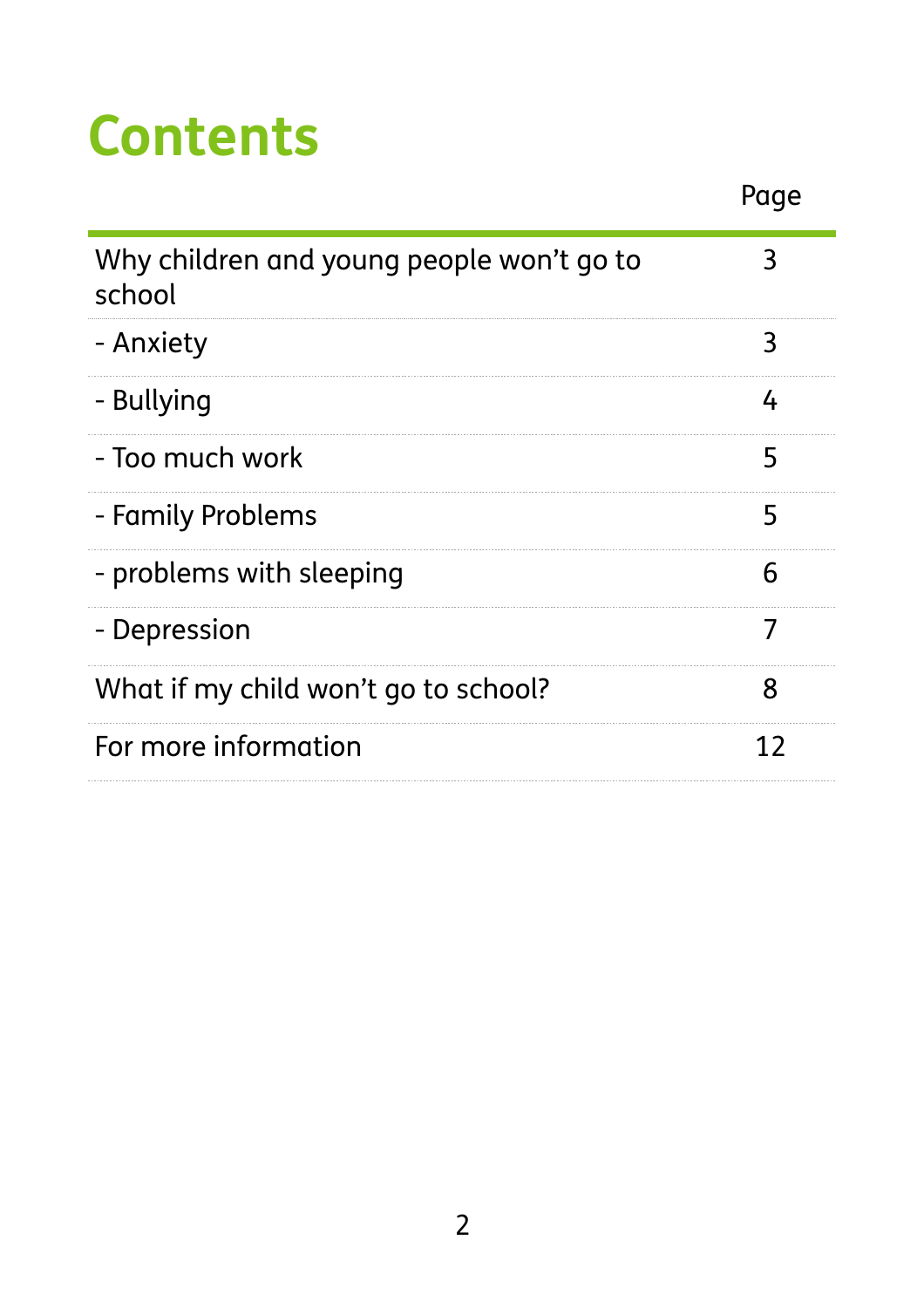# Contents

| | Page |
|---|---|
| Why children and young people won't go to school | 3 |
| - Anxiety | 3 |
| - Bullying | 4 |
| - Too much work | 5 |
| - Family Problems | 5 |
| - problems with sleeping | 6 |
| - Depression | 7 |
| What if my child won't go to school? | 8 |
| For more information | 12 |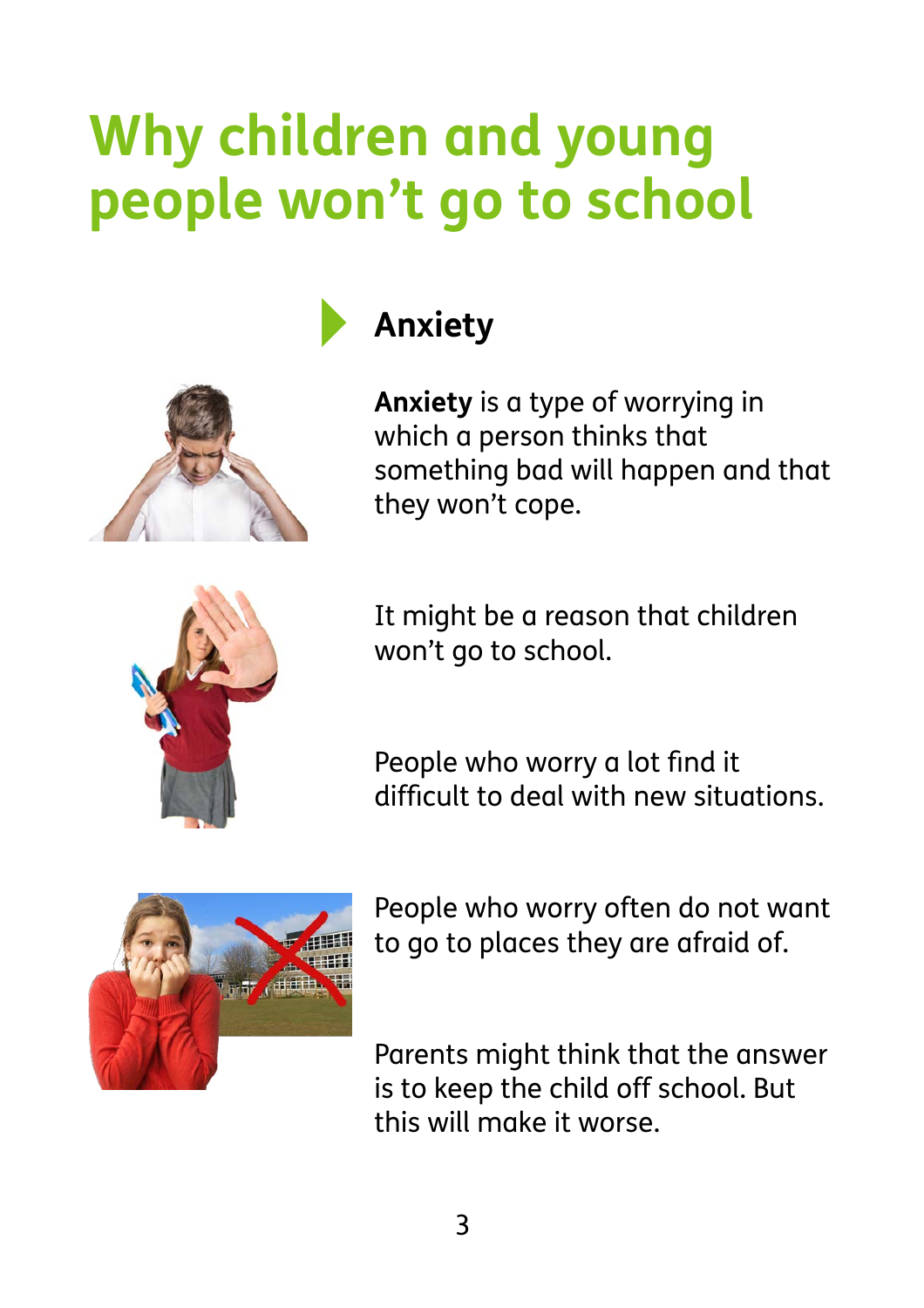# Why children and young people won't go to school

## Anxiety

**Anxiety** is a type of worrying in which a person thinks that something bad will happen and that they won't cope.

It might be a reason that children won't go to school.

People who worry a lot find it difficult to deal with new situations.

People who worry often do not want to go to places they are afraid of.

Parents might think that the answer is to keep the child off school. But this will make it worse.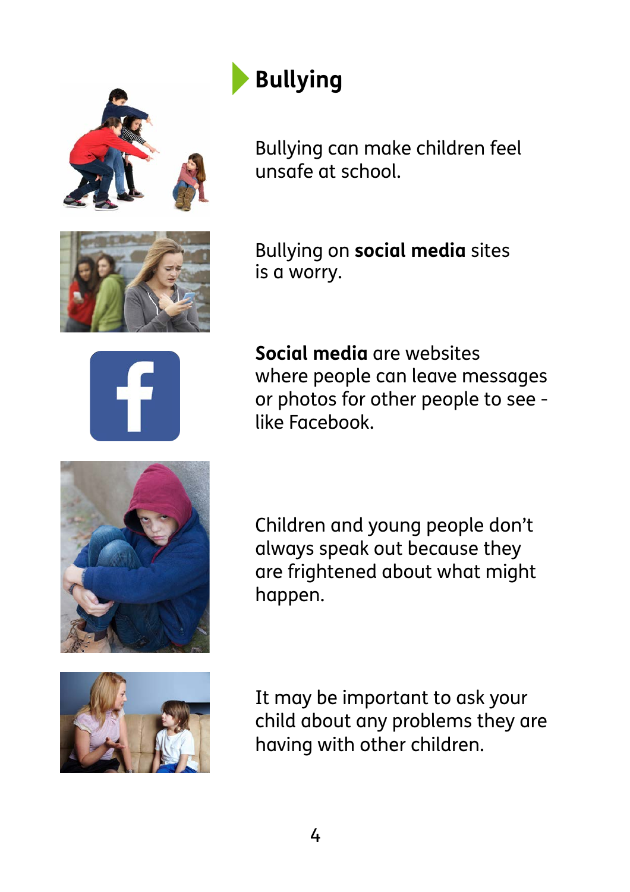## Bullying

Bullying can make children feel unsafe at school.

Bullying on **social media** sites is a worry.

**Social media** are websites where people can leave messages or photos for other people to see - like Facebook.

Children and young people don't always speak out because they are frightened about what might happen.

It may be important to ask your child about any problems they are having with other children.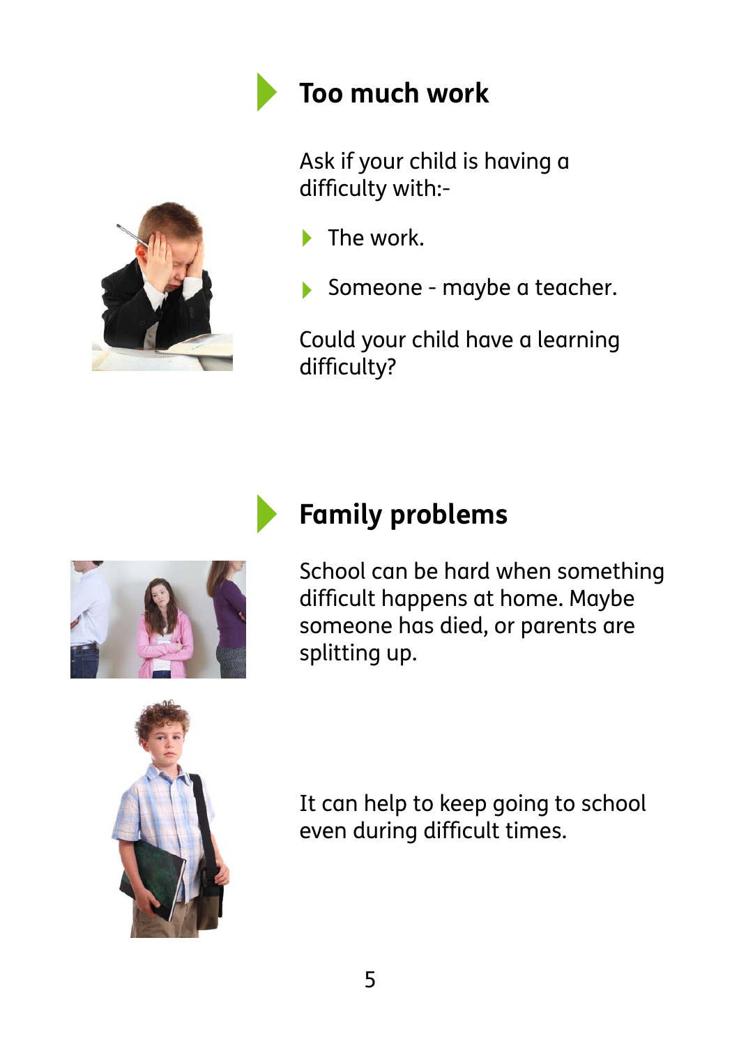## Too much work

Ask if your child is having a difficulty with:-

- The work.
- Someone - maybe a teacher.

Could your child have a learning difficulty?

## Family problems

School can be hard when something difficult happens at home. Maybe someone has died, or parents are splitting up.

It can help to keep going to school even during difficult times.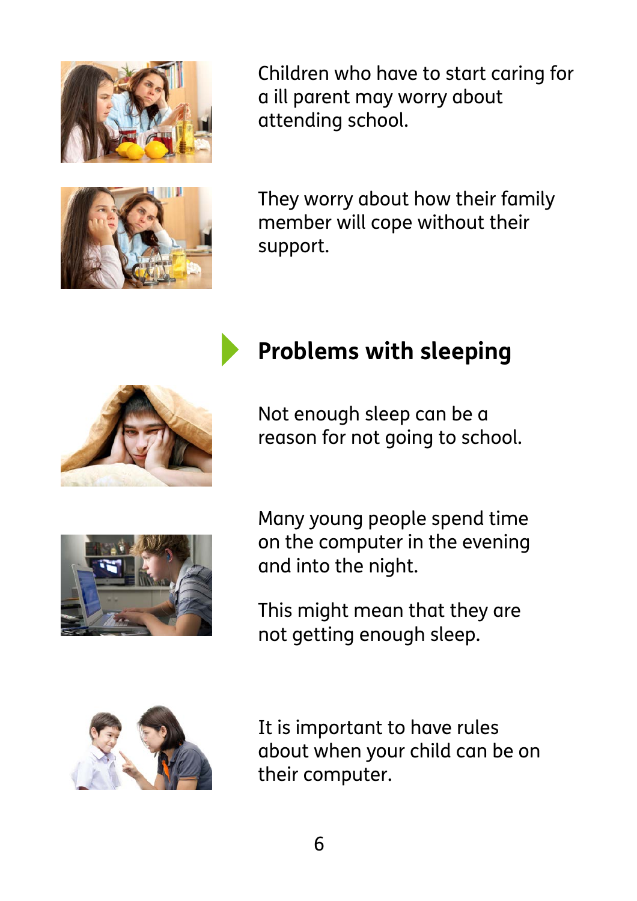Children who have to start caring for a ill parent may worry about attending school.

They worry about how their family member will cope without their support.

## Problems with sleeping

Not enough sleep can be a reason for not going to school.

Many young people spend time on the computer in the evening and into the night.

This might mean that they are not getting enough sleep.

It is important to have rules about when your child can be on their computer.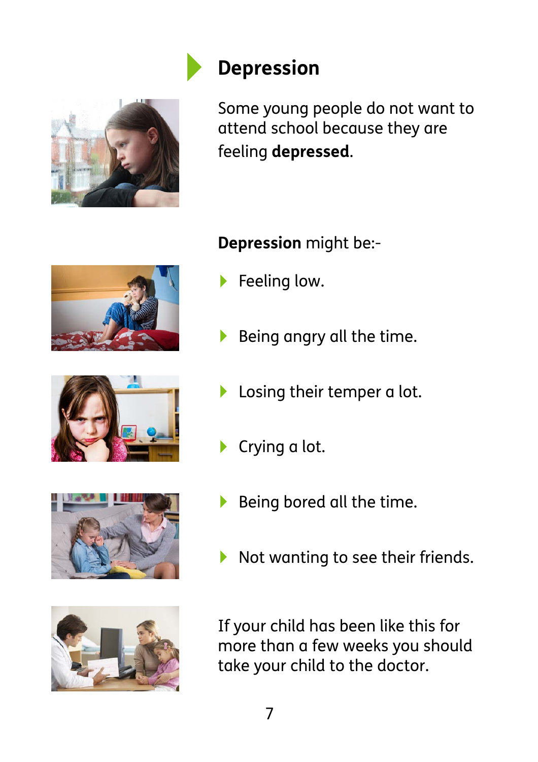## Depression

Some young people do not want to attend school because they are feeling **depressed**.

**Depression** might be:-

- Feeling low.
- Being angry all the time.
- Losing their temper a lot.
- Crying a lot.
- Being bored all the time.
- Not wanting to see their friends.

If your child has been like this for more than a few weeks you should take your child to the doctor.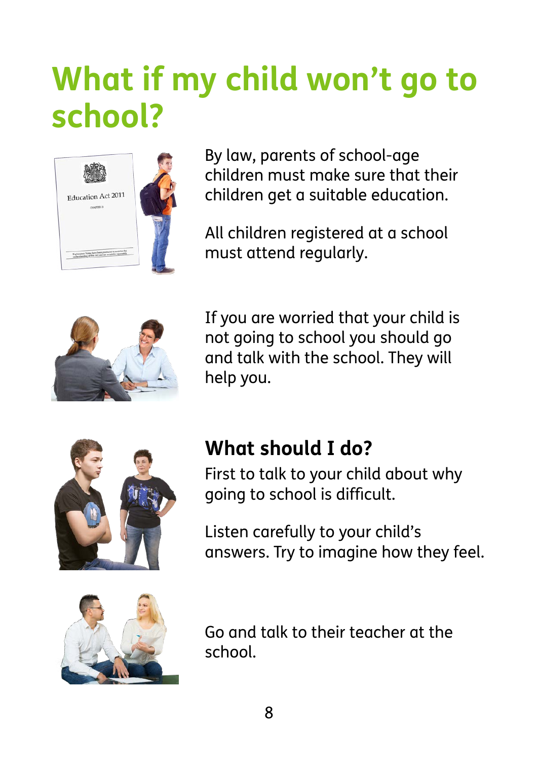# What if my child won't go to school?

By law, parents of school-age children must make sure that their children get a suitable education.

All children registered at a school must attend regularly.

If you are worried that your child is not going to school you should go and talk with the school. They will help you.

## What should I do?

First to talk to your child about why going to school is difficult.

Listen carefully to your child's answers. Try to imagine how they feel.

Go and talk to their teacher at the school.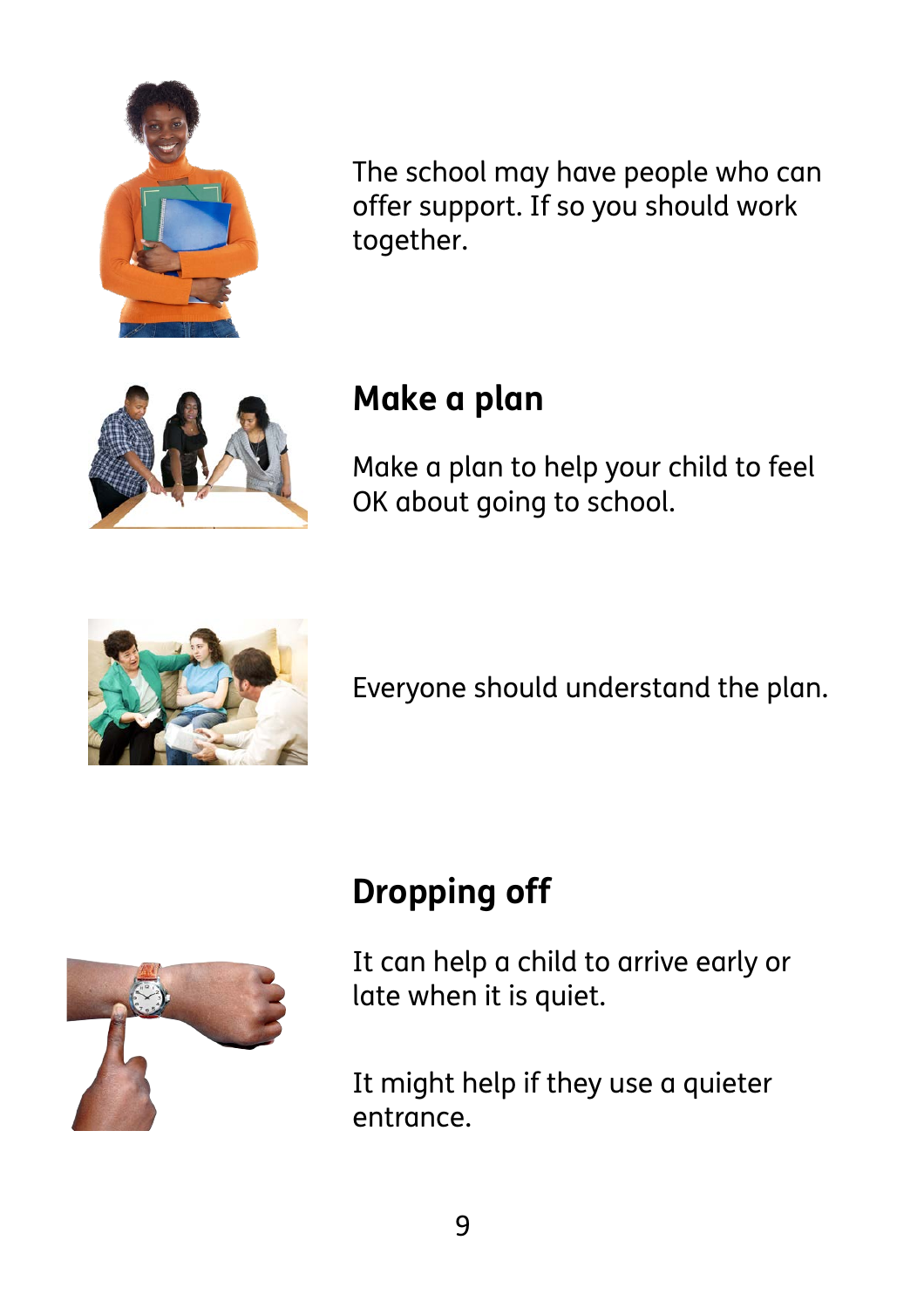The school may have people who can offer support. If so you should work together.

## Make a plan

Make a plan to help your child to feel OK about going to school.

Everyone should understand the plan.

## Dropping off

It can help a child to arrive early or late when it is quiet.

It might help if they use a quieter entrance.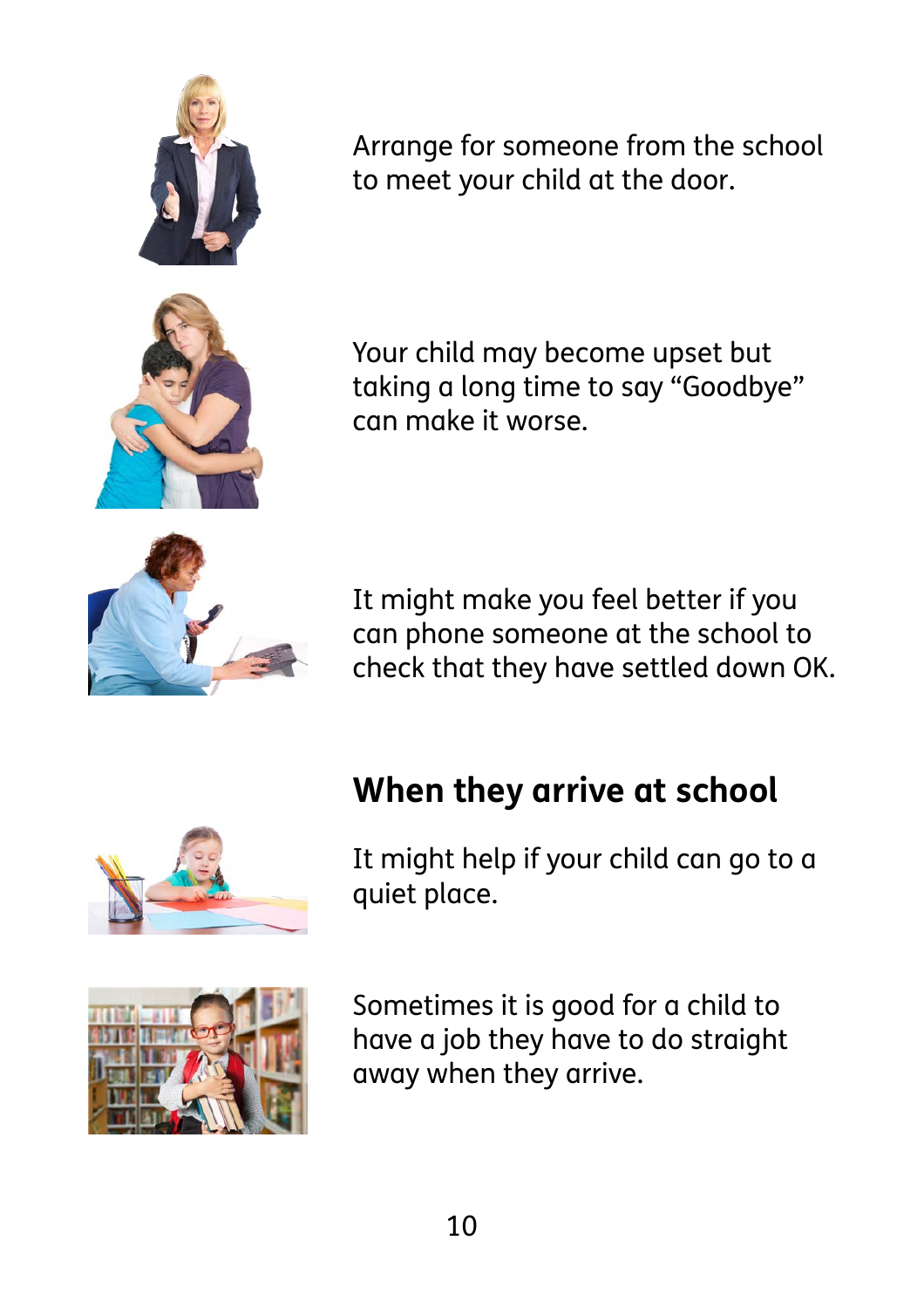Arrange for someone from the school to meet your child at the door.

Your child may become upset but taking a long time to say “Goodbye” can make it worse.

It might make you feel better if you can phone someone at the school to check that they have settled down OK.

## When they arrive at school

It might help if your child can go to a quiet place.

Sometimes it is good for a child to have a job they have to do straight away when they arrive.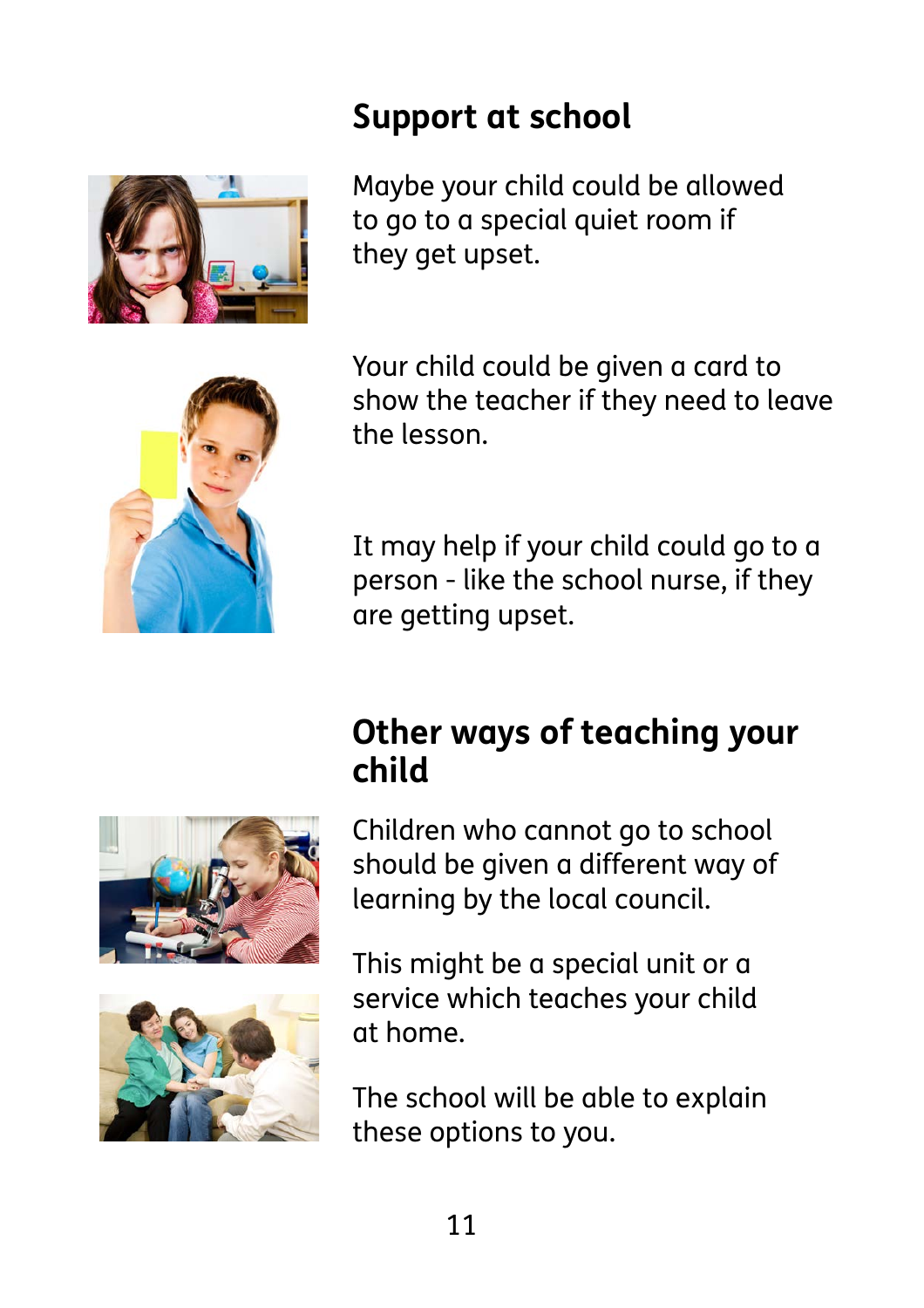## Support at school

Maybe your child could be allowed to go to a special quiet room if they get upset.

Your child could be given a card to show the teacher if they need to leave the lesson.

It may help if your child could go to a person - like the school nurse, if they are getting upset.

## Other ways of teaching your child

Children who cannot go to school should be given a different way of learning by the local council.

This might be a special unit or a service which teaches your child at home.

The school will be able to explain these options to you.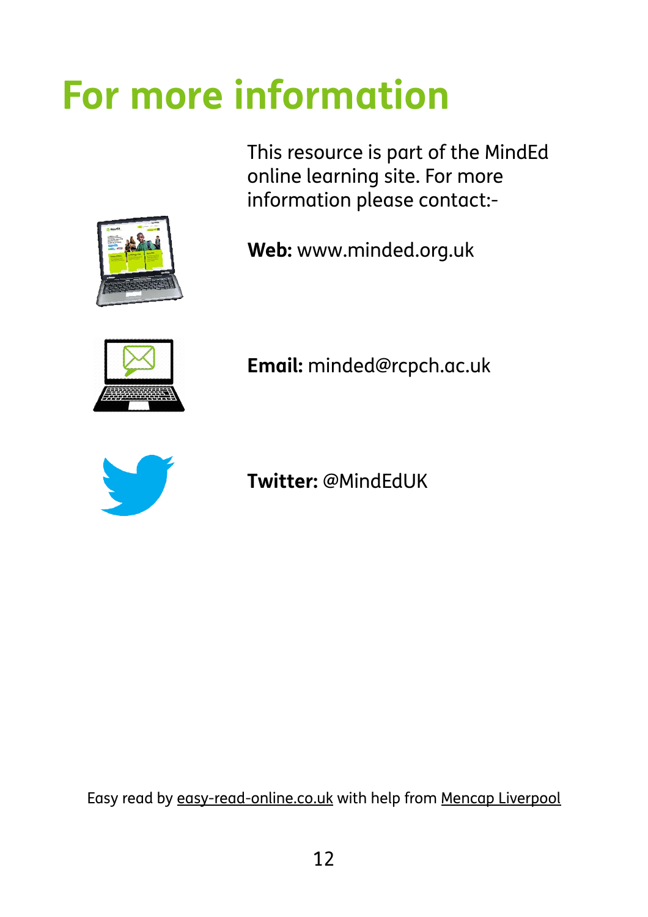# For more information

This resource is part of the MindEd online learning site. For more information please contact:-

**Web:** www.minded.org.uk

**Email:** minded@rcpch.ac.uk

**Twitter:** @MindEdUK

Easy read by easy-read-online.co.uk with help from Mencap Liverpool